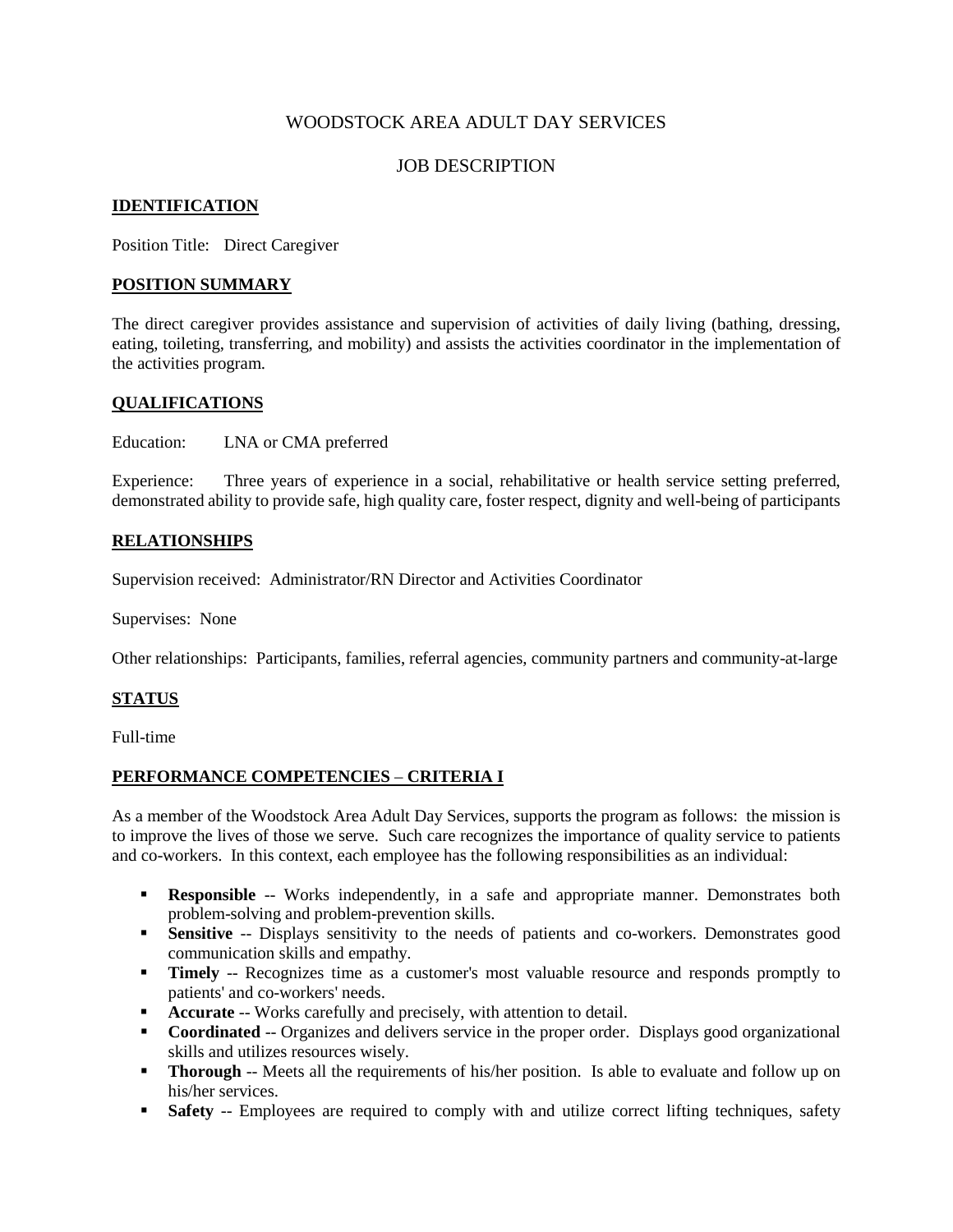# WOODSTOCK AREA ADULT DAY SERVICES

## JOB DESCRIPTION

### IDENTIFICATION

Position Title: Direct Caregiver

### POSITION SUMMARY

The direct caregiver provides assistance and supervision of activities of daily living (bathing, dressing, eating, toileting, transferring, and mobility) and assists the activities coordinator in the implementation of the activities program.

### QUALIFICATIONS

Education: LNA or CMA preferred

Experience: Three years of experience in a social, rehabilitative or health service setting preferred, demonstrated ability to provide safe, high quality care, foster respect, dignity and well-being of participants

### RELATIONSHIPS

Supervision received: Administrator/RN Director and Activities Coordinator

Supervises: None

Other relationships: Participants, families, referral agencies, community partners and community-at-large

### STATUS

Full-time

### PERFORMANCE COMPETENCIES – CRITERIA I

As a member of the Woodstock Area Adult Day Services, supports the program as follows: the mission is to improve the lives of those we serve. Such care recognizes the importance of quality service to patients and co-workers. In this context, each employee has the following responsibilities as an individual:

- **Responsible** -- Works independently, in a safe and appropriate manner. Demonstrates both problem-solving and problem-prevention skills.
- **Sensitive** -- Displays sensitivity to the needs of patients and co-workers. Demonstrates good communication skills and empathy.
- **Timely** -- Recognizes time as a customer's most valuable resource and responds promptly to patients' and co-workers' needs.
- **Accurate** -- Works carefully and precisely, with attention to detail.
- **Coordinated** -- Organizes and delivers service in the proper order. Displays good organizational skills and utilizes resources wisely.
- **Thorough** -- Meets all the requirements of his/her position. Is able to evaluate and follow up on his/her services.
- **Safety** -- Employees are required to comply with and utilize correct lifting techniques, safety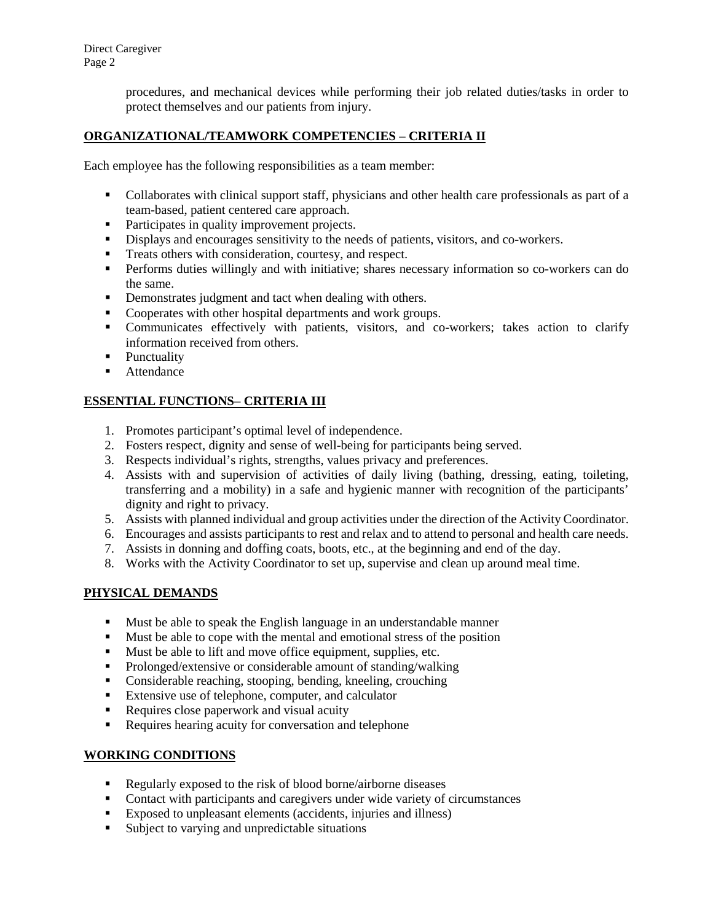procedures, and mechanical devices while performing their job related duties/tasks in order to protect themselves and our patients from injury.

## ORGANIZATIONAL/TEAMWORK COMPETENCIES – CRITERIA II

Each employee has the following responsibilities as a team member:

- Collaborates with clinical support staff, physicians and other health care professionals as part of a team-based, patient centered care approach.
- Participates in quality improvement projects.
- Displays and encourages sensitivity to the needs of patients, visitors, and co-workers.
- Treats others with consideration, courtesy, and respect.
- Performs duties willingly and with initiative; shares necessary information so co-workers can do the same.
- Demonstrates judgment and tact when dealing with others.
- Cooperates with other hospital departments and work groups.
- Communicates effectively with patients, visitors, and co-workers; takes action to clarify information received from others.
- Punctuality
- Attendance

## ESSENTIAL FUNCTIONS– CRITERIA III

1. Promotes participant's optimal level of independence.
2. Fosters respect, dignity and sense of well-being for participants being served.
3. Respects individual's rights, strengths, values privacy and preferences.
4. Assists with and supervision of activities of daily living (bathing, dressing, eating, toileting, transferring and a mobility) in a safe and hygienic manner with recognition of the participants' dignity and right to privacy.
5. Assists with planned individual and group activities under the direction of the Activity Coordinator.
6. Encourages and assists participants to rest and relax and to attend to personal and health care needs.
7. Assists in donning and doffing coats, boots, etc., at the beginning and end of the day.
8. Works with the Activity Coordinator to set up, supervise and clean up around meal time.

## PHYSICAL DEMANDS

- Must be able to speak the English language in an understandable manner
- Must be able to cope with the mental and emotional stress of the position
- Must be able to lift and move office equipment, supplies, etc.
- Prolonged/extensive or considerable amount of standing/walking
- Considerable reaching, stooping, bending, kneeling, crouching
- Extensive use of telephone, computer, and calculator
- Requires close paperwork and visual acuity
- Requires hearing acuity for conversation and telephone

## WORKING CONDITIONS

- Regularly exposed to the risk of blood borne/airborne diseases
- Contact with participants and caregivers under wide variety of circumstances
- Exposed to unpleasant elements (accidents, injuries and illness)
- Subject to varying and unpredictable situations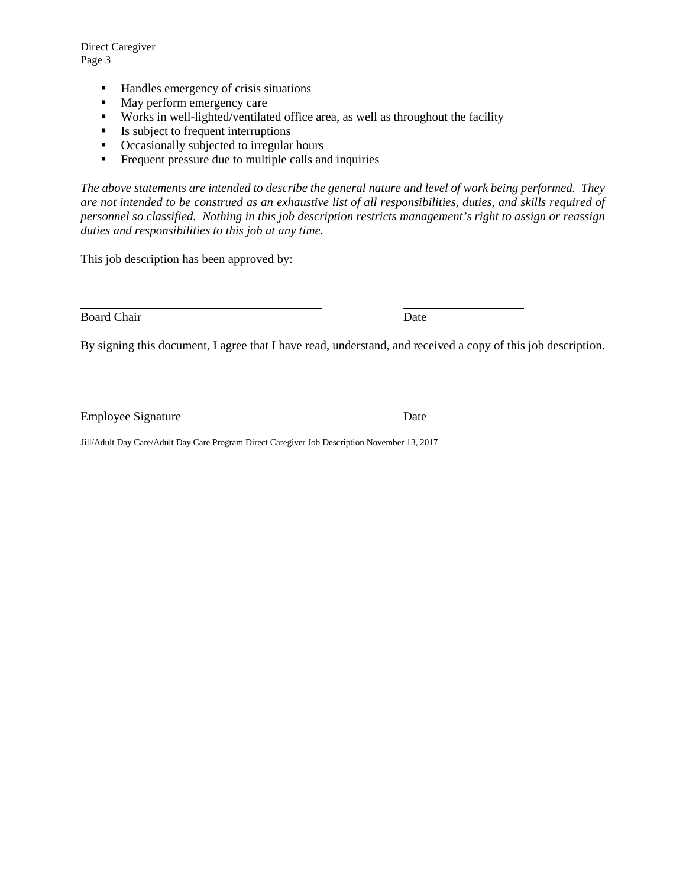- Handles emergency of crisis situations
- May perform emergency care
- Works in well-lighted/ventilated office area, as well as throughout the facility
- Is subject to frequent interruptions
- Occasionally subjected to irregular hours
- Frequent pressure due to multiple calls and inquiries

*The above statements are intended to describe the general nature and level of work being performed. They are not intended to be construed as an exhaustive list of all responsibilities, duties, and skills required of personnel so classified. Nothing in this job description restricts management's right to assign or reassign duties and responsibilities to this job at any time.*

This job description has been approved by:

\_\_\_\_\_\_\_\_\_\_\_\_\_\_\_\_\_\_\_\_\_\_\_\_\_\_\_\_\_\_\_\_\_\_\_\_\_\_ \_\_\_\_\_\_\_\_\_\_\_\_\_\_\_\_\_\_\_\_

Board Chair Date

By signing this document, I agree that I have read, understand, and received a copy of this job description.

\_\_\_\_\_\_\_\_\_\_\_\_\_\_\_\_\_\_\_\_\_\_\_\_\_\_\_\_\_\_\_\_\_\_\_\_\_\_ \_\_\_\_\_\_\_\_\_\_\_\_\_\_\_\_\_\_\_\_

Employee Signature Date

Jill/Adult Day Care/Adult Day Care Program Direct Caregiver Job Description November 13, 2017